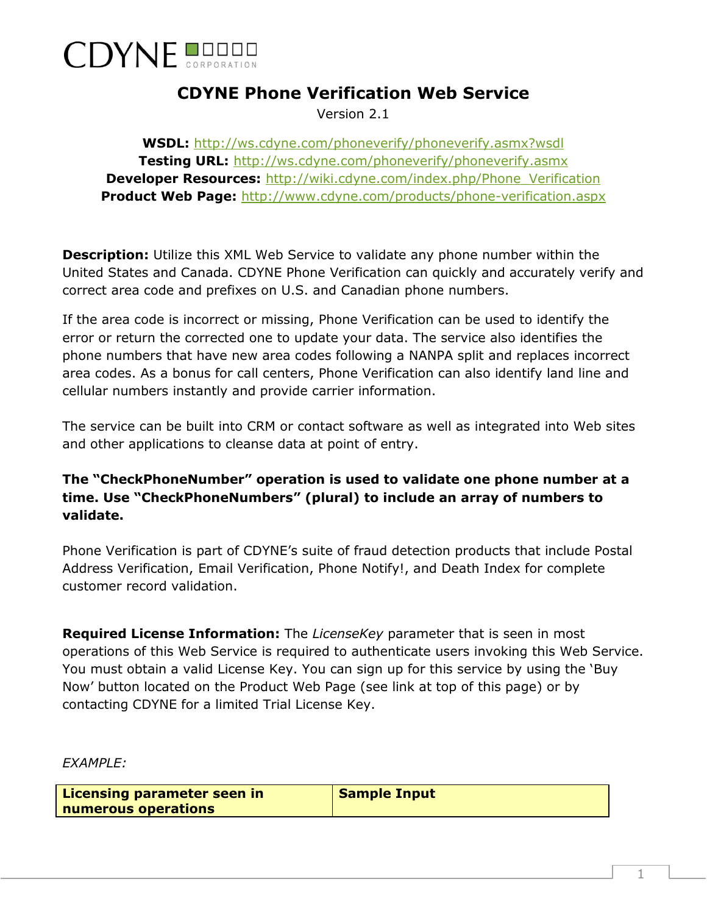CDYNE CORPORATION

# CDYNE Phone Verification Web Service

Version 2.1

**WSDL:** http://ws.cdyne.com/phoneverify/phoneverify.asmx?wsdl
**Testing URL:** http://ws.cdyne.com/phoneverify/phoneverify.asmx
**Developer Resources:** http://wiki.cdyne.com/index.php/Phone_Verification
**Product Web Page:** http://www.cdyne.com/products/phone-verification.aspx

**Description:** Utilize this XML Web Service to validate any phone number within the United States and Canada. CDYNE Phone Verification can quickly and accurately verify and correct area code and prefixes on U.S. and Canadian phone numbers.

If the area code is incorrect or missing, Phone Verification can be used to identify the error or return the corrected one to update your data. The service also identifies the phone numbers that have new area codes following a NANPA split and replaces incorrect area codes. As a bonus for call centers, Phone Verification can also identify land line and cellular numbers instantly and provide carrier information.

The service can be built into CRM or contact software as well as integrated into Web sites and other applications to cleanse data at point of entry.

**The "CheckPhoneNumber" operation is used to validate one phone number at a time. Use "CheckPhoneNumbers" (plural) to include an array of numbers to validate.**

Phone Verification is part of CDYNE's suite of fraud detection products that include Postal Address Verification, Email Verification, Phone Notify!, and Death Index for complete customer record validation.

**Required License Information:** The *LicenseKey* parameter that is seen in most operations of this Web Service is required to authenticate users invoking this Web Service. You must obtain a valid License Key. You can sign up for this service by using the 'Buy Now' button located on the Product Web Page (see link at top of this page) or by contacting CDYNE for a limited Trial License Key.

*EXAMPLE:*

| Licensing parameter seen in numerous operations | Sample Input |
| --- | --- |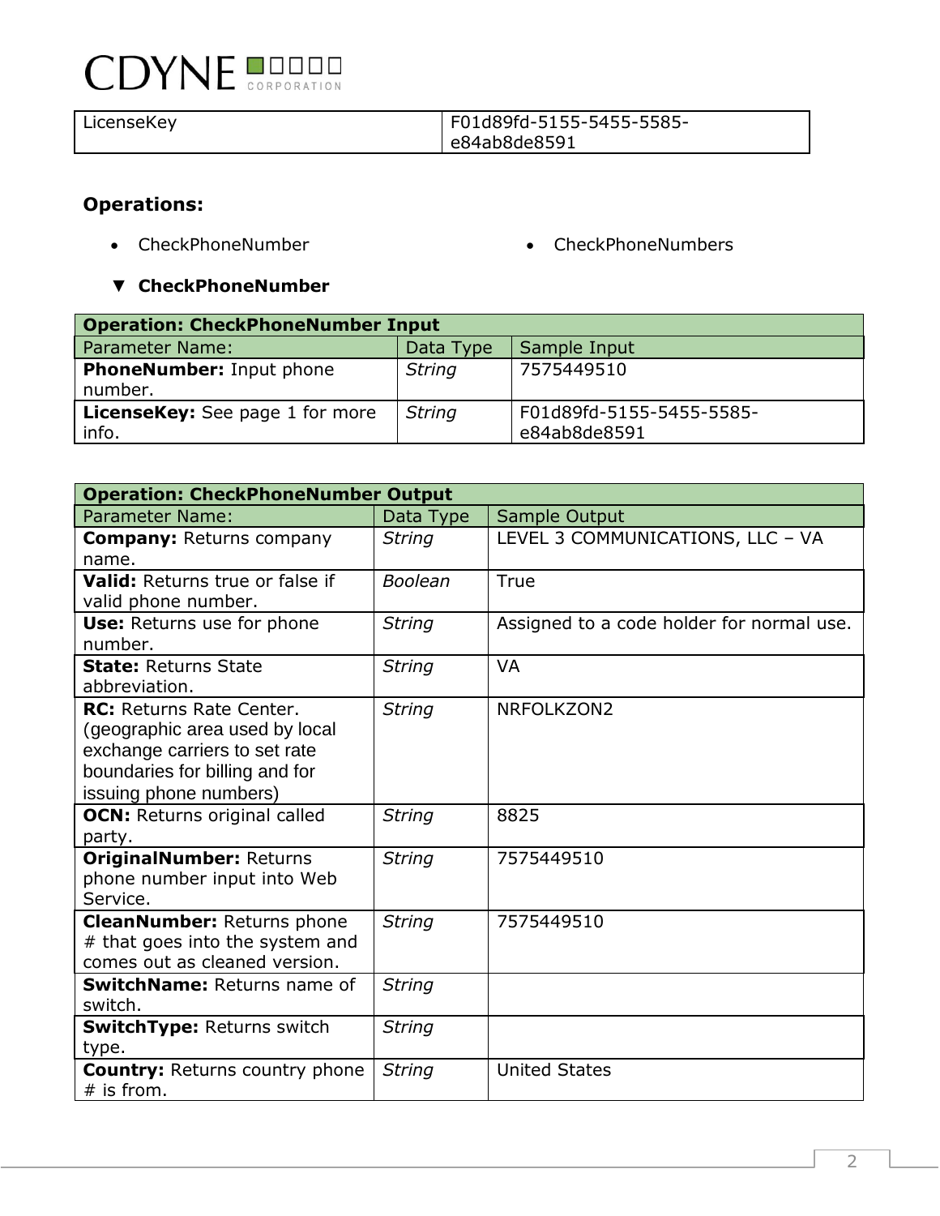| LicenseKey | F01d89fd-5155-5455-5585-e84ab8de8591 |
| --- | --- |

**Operations:**

- CheckPhoneNumber
- CheckPhoneNumbers

▼ **CheckPhoneNumber**

| **Operation: CheckPhoneNumber Input** | | |
| --- | --- | --- |
| Parameter Name: | Data Type | Sample Input |
| **PhoneNumber:** Input phone number. | *String* | 7575449510 |
| **LicenseKey:** See page 1 for more info. | *String* | F01d89fd-5155-5455-5585-e84ab8de8591 |

| **Operation: CheckPhoneNumber Output** | | |
| --- | --- | --- |
| Parameter Name: | Data Type | Sample Output |
| **Company:** Returns company name. | *String* | LEVEL 3 COMMUNICATIONS, LLC – VA |
| **Valid:** Returns true or false if valid phone number. | *Boolean* | True |
| **Use:** Returns use for phone number. | *String* | Assigned to a code holder for normal use. |
| **State:** Returns State abbreviation. | *String* | VA |
| **RC:** Returns Rate Center. (geographic area used by local exchange carriers to set rate boundaries for billing and for issuing phone numbers) | *String* | NRFOLKZON2 |
| **OCN:** Returns original called party. | *String* | 8825 |
| **OriginalNumber:** Returns phone number input into Web Service. | *String* | 7575449510 |
| **CleanNumber:** Returns phone # that goes into the system and comes out as cleaned version. | *String* | 7575449510 |
| **SwitchName:** Returns name of switch. | *String* | |
| **SwitchType:** Returns switch type. | *String* | |
| **Country:** Returns country phone # is from. | *String* | United States |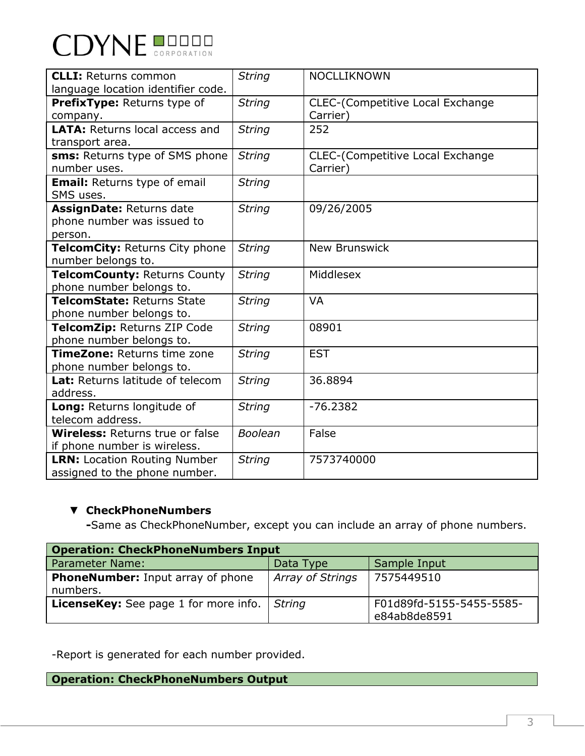| | | |
|---|---|---|
| **CLLI:** Returns common language location identifier code. | *String* | NOCLLIKNOWN |
| **PrefixType:** Returns type of company. | *String* | CLEC-(Competitive Local Exchange Carrier) |
| **LATA:** Returns local access and transport area. | *String* | 252 |
| **sms:** Returns type of SMS phone number uses. | *String* | CLEC-(Competitive Local Exchange Carrier) |
| **Email:** Returns type of email SMS uses. | *String* | |
| **AssignDate:** Returns date phone number was issued to person. | *String* | 09/26/2005 |
| **TelcomCity:** Returns City phone number belongs to. | *String* | New Brunswick |
| **TelcomCounty:** Returns County phone number belongs to. | *String* | Middlesex |
| **TelcomState:** Returns State phone number belongs to. | *String* | VA |
| **TelcomZip:** Returns ZIP Code phone number belongs to. | *String* | 08901 |
| **TimeZone:** Returns time zone phone number belongs to. | *String* | EST |
| **Lat:** Returns latitude of telecom address. | *String* | 36.8894 |
| **Long:** Returns longitude of telecom address. | *String* | -76.2382 |
| **Wireless:** Returns true or false if phone number is wireless. | *Boolean* | False |
| **LRN:** Location Routing Number assigned to the phone number. | *String* | 7573740000 |

- **CheckPhoneNumbers**

  **-**Same as CheckPhoneNumber, except you can include an array of phone numbers.

| **Operation: CheckPhoneNumbers Input** | | |
|---|---|---|
| Parameter Name: | Data Type | Sample Input |
| **PhoneNumber:** Input array of phone numbers. | *Array of Strings* | 7575449510 |
| **LicenseKey:** See page 1 for more info. | *String* | F01d89fd-5155-5455-5585-e84ab8de8591 |

-Report is generated for each number provided.

| **Operation: CheckPhoneNumbers Output** |
|---|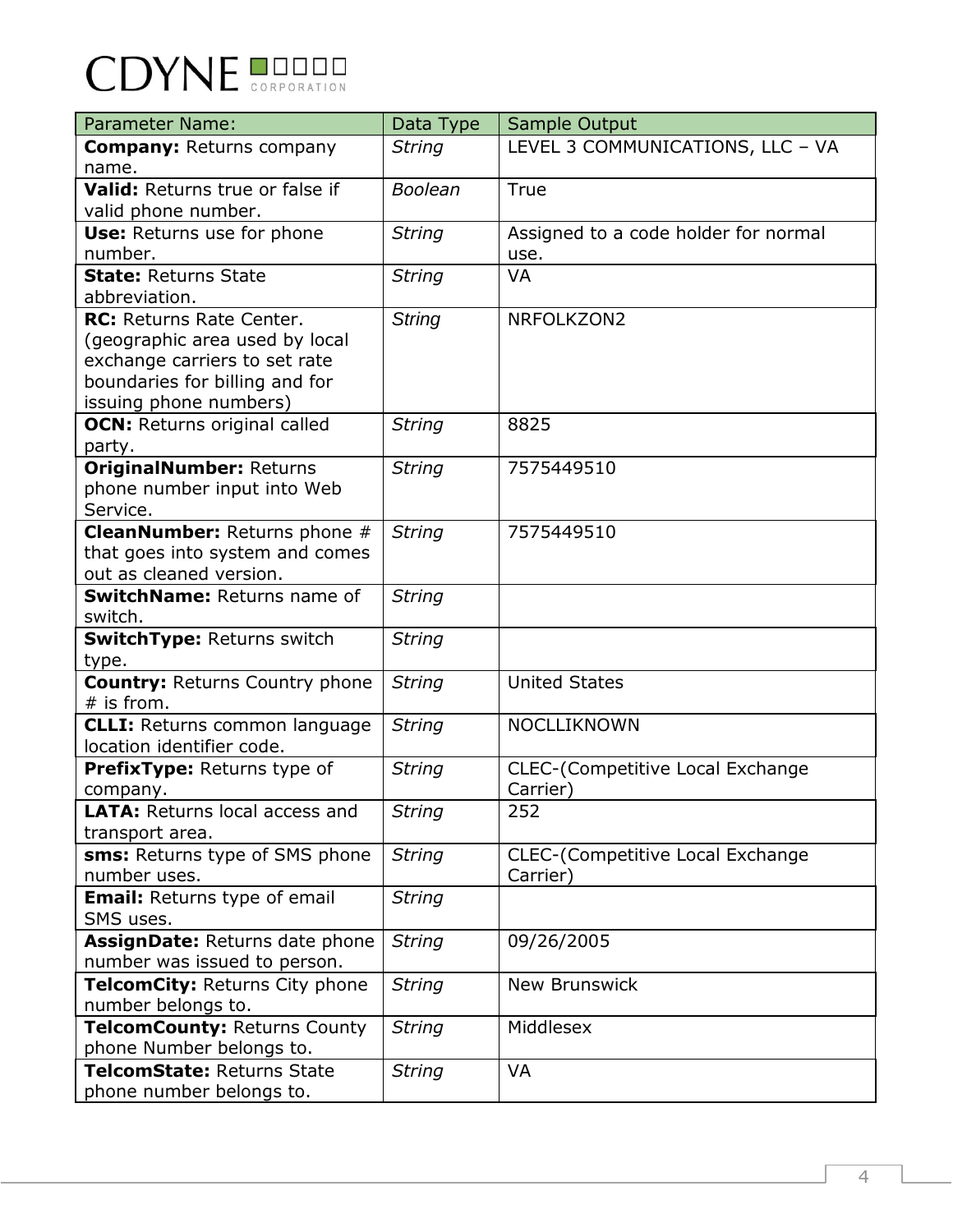| Parameter Name: | Data Type | Sample Output |
|---|---|---|
| **Company:** Returns company name. | *String* | LEVEL 3 COMMUNICATIONS, LLC – VA |
| **Valid:** Returns true or false if valid phone number. | *Boolean* | True |
| **Use:** Returns use for phone number. | *String* | Assigned to a code holder for normal use. |
| **State:** Returns State abbreviation. | *String* | VA |
| **RC:** Returns Rate Center. (geographic area used by local exchange carriers to set rate boundaries for billing and for issuing phone numbers) | *String* | NRFOLKZON2 |
| **OCN:** Returns original called party. | *String* | 8825 |
| **OriginalNumber:** Returns phone number input into Web Service. | *String* | 7575449510 |
| **CleanNumber:** Returns phone # that goes into system and comes out as cleaned version. | *String* | 7575449510 |
| **SwitchName:** Returns name of switch. | *String* | |
| **SwitchType:** Returns switch type. | *String* | |
| **Country:** Returns Country phone # is from. | *String* | United States |
| **CLLI:** Returns common language location identifier code. | *String* | NOCLLIKNOWN |
| **PrefixType:** Returns type of company. | *String* | CLEC-(Competitive Local Exchange Carrier) |
| **LATA:** Returns local access and transport area. | *String* | 252 |
| **sms:** Returns type of SMS phone number uses. | *String* | CLEC-(Competitive Local Exchange Carrier) |
| **Email:** Returns type of email SMS uses. | *String* | |
| **AssignDate:** Returns date phone number was issued to person. | *String* | 09/26/2005 |
| **TelcomCity:** Returns City phone number belongs to. | *String* | New Brunswick |
| **TelcomCounty:** Returns County phone Number belongs to. | *String* | Middlesex |
| **TelcomState:** Returns State phone number belongs to. | *String* | VA |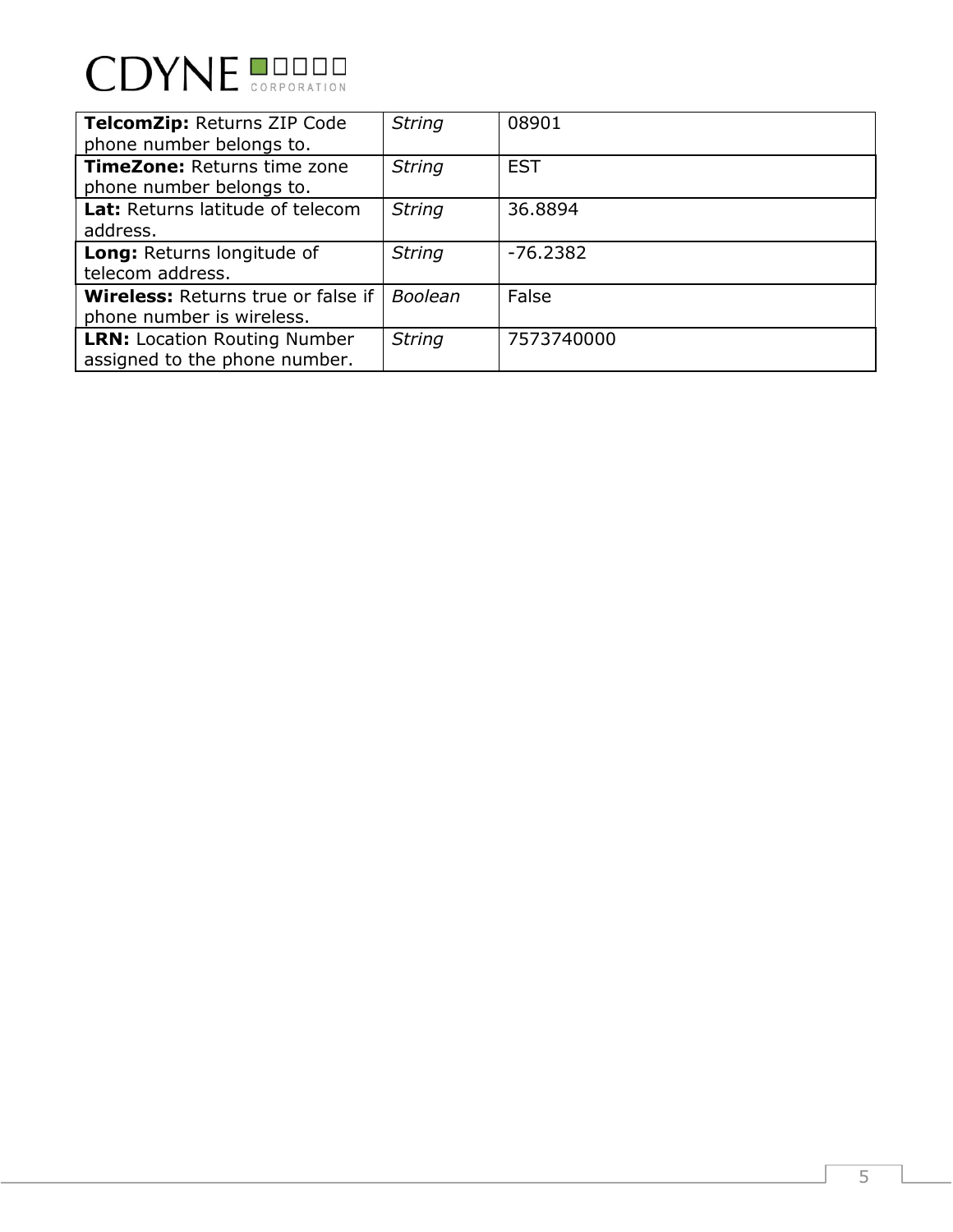| | | |
|---|---|---|
| **TelcomZip:** Returns ZIP Code phone number belongs to. | *String* | 08901 |
| **TimeZone:** Returns time zone phone number belongs to. | *String* | EST |
| **Lat:** Returns latitude of telecom address. | *String* | 36.8894 |
| **Long:** Returns longitude of telecom address. | *String* | -76.2382 |
| **Wireless:** Returns true or false if phone number is wireless. | *Boolean* | False |
| **LRN:** Location Routing Number assigned to the phone number. | *String* | 7573740000 |